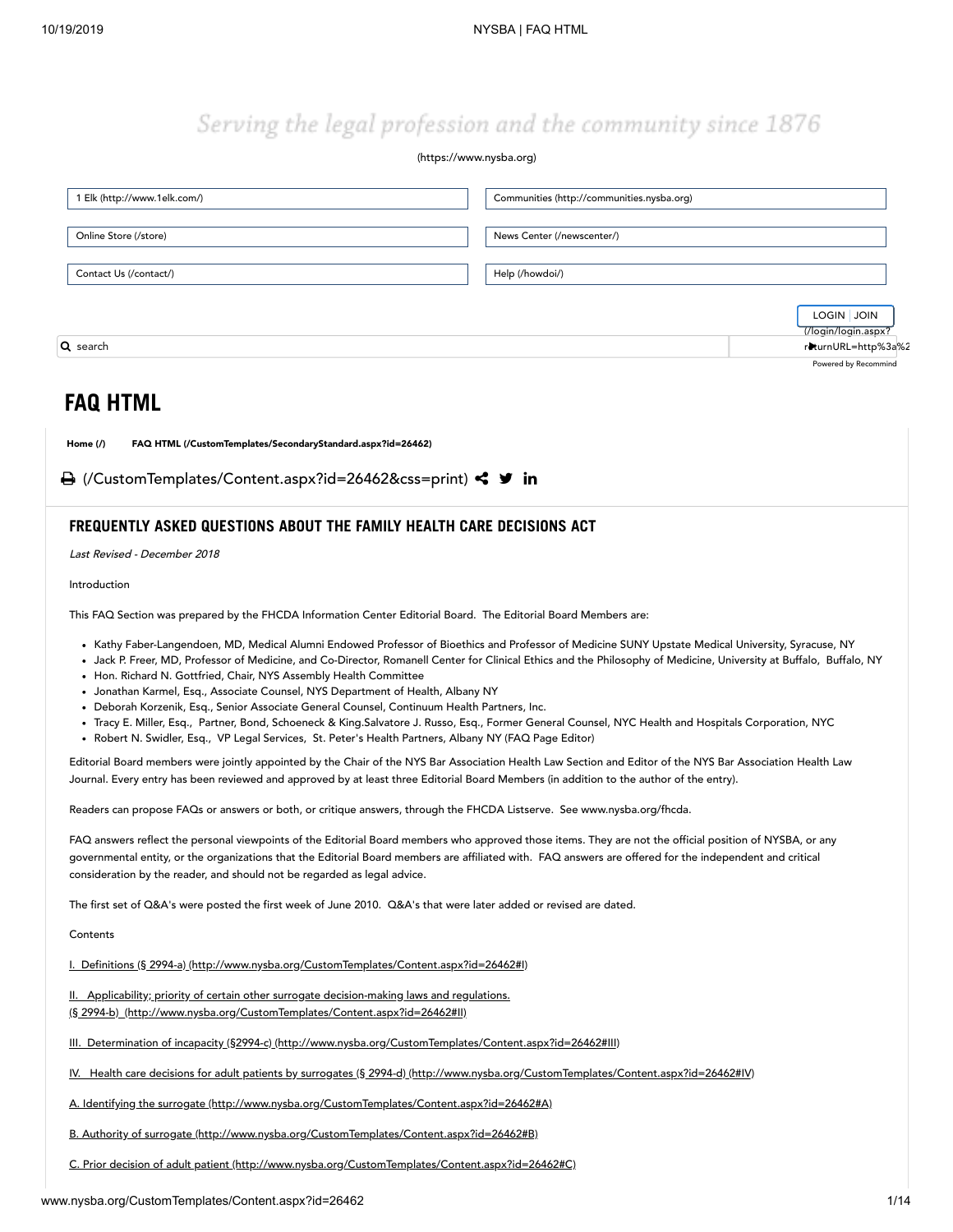Serving the legal profession and the community since 1876

(https://www.nysba.org)

1 Elk (http://www.1elk.com/) | Communities (http://communities.nysba.org)

Online Store (/store) | News Center (/newscenter/)

Contact Us (/contact/) | Help (/howdoi/)

LOGIN | JOIN (/login/login.aspx?returnURL=http%3a%2

search

Powered by Recommind

# FAQ HTML

Home (/) FAQ HTML (/CustomTemplates/SecondaryStandard.aspx?id=26462)

(/CustomTemplates/Content.aspx?id=26462&css=print)

## FREQUENTLY ASKED QUESTIONS ABOUT THE FAMILY HEALTH CARE DECISIONS ACT

*Last Revised - December 2018*

Introduction

This FAQ Section was prepared by the FHCDA Information Center Editorial Board. The Editorial Board Members are:

- Kathy Faber-Langendoen, MD, Medical Alumni Endowed Professor of Bioethics and Professor of Medicine SUNY Upstate Medical University, Syracuse, NY
- Jack P. Freer, MD, Professor of Medicine, and Co-Director, Romanell Center for Clinical Ethics and the Philosophy of Medicine, University at Buffalo, Buffalo, NY
- Hon. Richard N. Gottfried, Chair, NYS Assembly Health Committee
- Jonathan Karmel, Esq., Associate Counsel, NYS Department of Health, Albany NY
- Deborah Korzenik, Esq., Senior Associate General Counsel, Continuum Health Partners, Inc.
- Tracy E. Miller, Esq., Partner, Bond, Schoeneck & King.Salvatore J. Russo, Esq., Former General Counsel, NYC Health and Hospitals Corporation, NYC
- Robert N. Swidler, Esq., VP Legal Services, St. Peter's Health Partners, Albany NY (FAQ Page Editor)

Editorial Board members were jointly appointed by the Chair of the NYS Bar Association Health Law Section and Editor of the NYS Bar Association Health Law Journal. Every entry has been reviewed and approved by at least three Editorial Board Members (in addition to the author of the entry).

Readers can propose FAQs or answers or both, or critique answers, through the FHCDA Listserve. See www.nysba.org/fhcda.

FAQ answers reflect the personal viewpoints of the Editorial Board members who approved those items. They are not the official position of NYSBA, or any governmental entity, or the organizations that the Editorial Board members are affiliated with. FAQ answers are offered for the independent and critical consideration by the reader, and should not be regarded as legal advice.

The first set of Q&A's were posted the first week of June 2010. Q&A's that were later added or revised are dated.

Contents

I. Definitions (§ 2994-a) (http://www.nysba.org/CustomTemplates/Content.aspx?id=26462#I)

II. Applicability; priority of certain other surrogate decision-making laws and regulations. (§ 2994-b) (http://www.nysba.org/CustomTemplates/Content.aspx?id=26462#II)

III. Determination of incapacity (§2994-c) (http://www.nysba.org/CustomTemplates/Content.aspx?id=26462#III)

IV. Health care decisions for adult patients by surrogates (§ 2994-d) (http://www.nysba.org/CustomTemplates/Content.aspx?id=26462#IV)

A. Identifying the surrogate (http://www.nysba.org/CustomTemplates/Content.aspx?id=26462#A)

B. Authority of surrogate (http://www.nysba.org/CustomTemplates/Content.aspx?id=26462#B)

C. Prior decision of adult patient (http://www.nysba.org/CustomTemplates/Content.aspx?id=26462#C)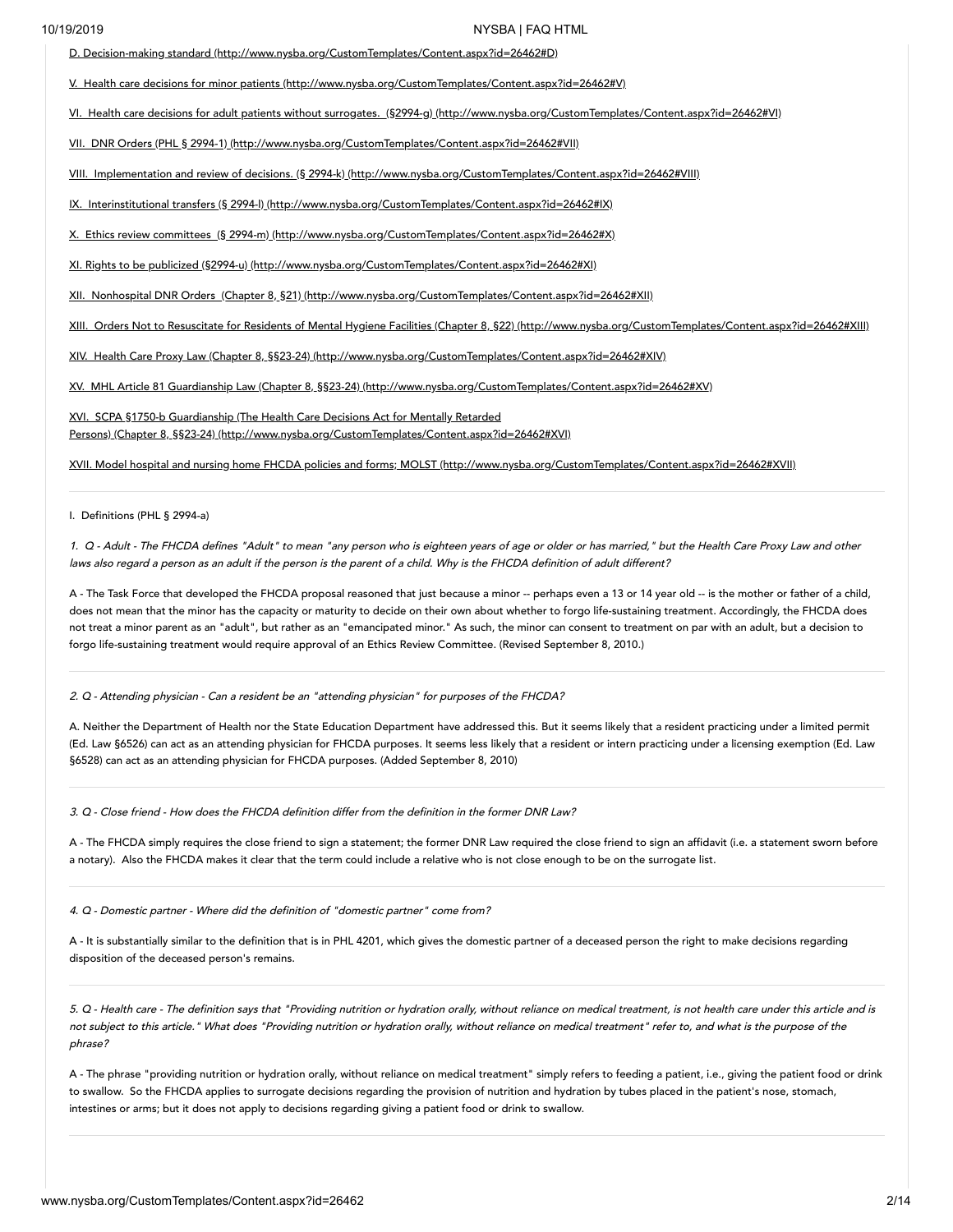[D. Decision-making standard](http://www.nysba.org/CustomTemplates/Content.aspx?id=26462#D)

[V. Health care decisions for minor patients](http://www.nysba.org/CustomTemplates/Content.aspx?id=26462#V)

[VI. Health care decisions for adult patients without surrogates. (§2994-g)](http://www.nysba.org/CustomTemplates/Content.aspx?id=26462#VI)

[VII. DNR Orders (PHL § 2994-1)](http://www.nysba.org/CustomTemplates/Content.aspx?id=26462#VII)

[VIII. Implementation and review of decisions. (§ 2994-k)](http://www.nysba.org/CustomTemplates/Content.aspx?id=26462#VIII)

[IX. Interinstitutional transfers (§ 2994-l)](http://www.nysba.org/CustomTemplates/Content.aspx?id=26462#IX)

[X. Ethics review committees (§ 2994-m)](http://www.nysba.org/CustomTemplates/Content.aspx?id=26462#X)

[XI. Rights to be publicized (§2994-u)](http://www.nysba.org/CustomTemplates/Content.aspx?id=26462#XI)

[XII. Nonhospital DNR Orders (Chapter 8, §21)](http://www.nysba.org/CustomTemplates/Content.aspx?id=26462#XII)

[XIII. Orders Not to Resuscitate for Residents of Mental Hygiene Facilities (Chapter 8, §22)](http://www.nysba.org/CustomTemplates/Content.aspx?id=26462#XIII)

[XIV. Health Care Proxy Law (Chapter 8, §§23-24)](http://www.nysba.org/CustomTemplates/Content.aspx?id=26462#XIV)

[XV. MHL Article 81 Guardianship Law (Chapter 8, §§23-24)](http://www.nysba.org/CustomTemplates/Content.aspx?id=26462#XV)

[XVI. SCPA §1750-b Guardianship (The Health Care Decisions Act for Mentally Retarded Persons) (Chapter 8, §§23-24)](http://www.nysba.org/CustomTemplates/Content.aspx?id=26462#XVI)

[XVII. Model hospital and nursing home FHCDA policies and forms; MOLST](http://www.nysba.org/CustomTemplates/Content.aspx?id=26462#XVII)

---

I. Definitions (PHL § 2994-a)

*1. Q - Adult - The FHCDA defines "Adult" to mean "any person who is eighteen years of age or older or has married," but the Health Care Proxy Law and other laws also regard a person as an adult if the person is the parent of a child. Why is the FHCDA definition of adult different?*

A - The Task Force that developed the FHCDA proposal reasoned that just because a minor -- perhaps even a 13 or 14 year old -- is the mother or father of a child, does not mean that the minor has the capacity or maturity to decide on their own about whether to forgo life-sustaining treatment. Accordingly, the FHCDA does not treat a minor parent as an "adult", but rather as an "emancipated minor." As such, the minor can consent to treatment on par with an adult, but a decision to forgo life-sustaining treatment would require approval of an Ethics Review Committee. (Revised September 8, 2010.)

---

*2. Q - Attending physician - Can a resident be an "attending physician" for purposes of the FHCDA?*

A. Neither the Department of Health nor the State Education Department have addressed this. But it seems likely that a resident practicing under a limited permit (Ed. Law §6526) can act as an attending physician for FHCDA purposes. It seems less likely that a resident or intern practicing under a licensing exemption (Ed. Law §6528) can act as an attending physician for FHCDA purposes. (Added September 8, 2010)

---

*3. Q - Close friend - How does the FHCDA definition differ from the definition in the former DNR Law?*

A - The FHCDA simply requires the close friend to sign a statement; the former DNR Law required the close friend to sign an affidavit (i.e. a statement sworn before a notary). Also the FHCDA makes it clear that the term could include a relative who is not close enough to be on the surrogate list.

---

*4. Q - Domestic partner - Where did the definition of "domestic partner" come from?*

A - It is substantially similar to the definition that is in PHL 4201, which gives the domestic partner of a deceased person the right to make decisions regarding disposition of the deceased person's remains.

---

*5. Q - Health care - The definition says that "Providing nutrition or hydration orally, without reliance on medical treatment, is not health care under this article and is not subject to this article." What does "Providing nutrition or hydration orally, without reliance on medical treatment" refer to, and what is the purpose of the phrase?*

A - The phrase "providing nutrition or hydration orally, without reliance on medical treatment" simply refers to feeding a patient, i.e., giving the patient food or drink to swallow. So the FHCDA applies to surrogate decisions regarding the provision of nutrition and hydration by tubes placed in the patient's nose, stomach, intestines or arms; but it does not apply to decisions regarding giving a patient food or drink to swallow.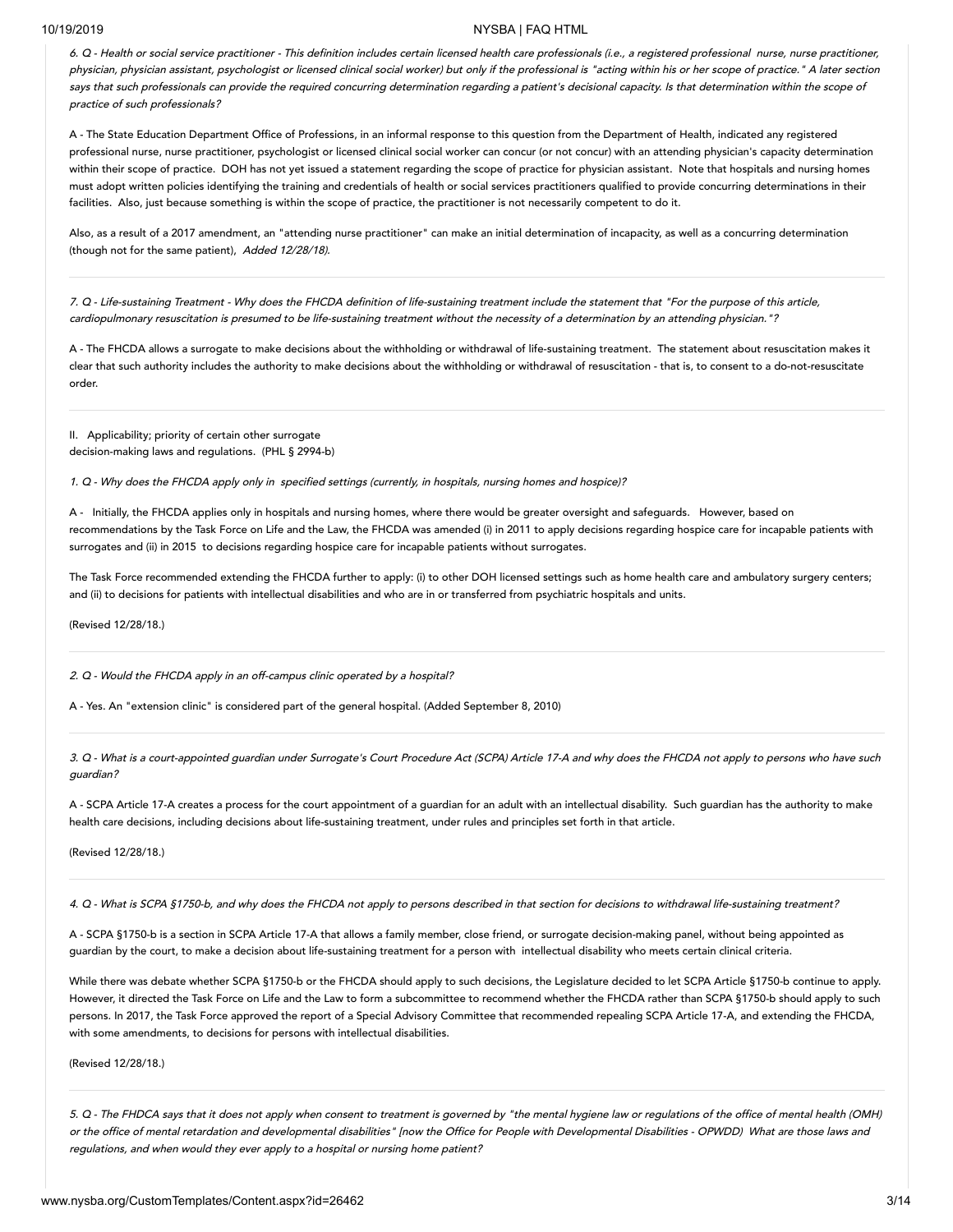*6. Q - Health or social service practitioner - This definition includes certain licensed health care professionals (i.e., a registered professional nurse, nurse practitioner, physician, physician assistant, psychologist or licensed clinical social worker) but only if the professional is "acting within his or her scope of practice." A later section says that such professionals can provide the required concurring determination regarding a patient's decisional capacity. Is that determination within the scope of practice of such professionals?*

A - The State Education Department Office of Professions, in an informal response to this question from the Department of Health, indicated any registered professional nurse, nurse practitioner, psychologist or licensed clinical social worker can concur (or not concur) with an attending physician's capacity determination within their scope of practice. DOH has not yet issued a statement regarding the scope of practice for physician assistant. Note that hospitals and nursing homes must adopt written policies identifying the training and credentials of health or social services practitioners qualified to provide concurring determinations in their facilities. Also, just because something is within the scope of practice, the practitioner is not necessarily competent to do it.

Also, as a result of a 2017 amendment, an "attending nurse practitioner" can make an initial determination of incapacity, as well as a concurring determination (though not for the same patient), *Added 12/28/18).*

*7. Q - Life-sustaining Treatment - Why does the FHCDA definition of life-sustaining treatment include the statement that "For the purpose of this article, cardiopulmonary resuscitation is presumed to be life-sustaining treatment without the necessity of a determination by an attending physician."?*

A - The FHCDA allows a surrogate to make decisions about the withholding or withdrawal of life-sustaining treatment. The statement about resuscitation makes it clear that such authority includes the authority to make decisions about the withholding or withdrawal of resuscitation - that is, to consent to a do-not-resuscitate order.

II. Applicability; priority of certain other surrogate decision-making laws and regulations. (PHL § 2994-b)

*1. Q - Why does the FHCDA apply only in specified settings (currently, in hospitals, nursing homes and hospice)?*

A - Initially, the FHCDA applies only in hospitals and nursing homes, where there would be greater oversight and safeguards. However, based on recommendations by the Task Force on Life and the Law, the FHCDA was amended (i) in 2011 to apply decisions regarding hospice care for incapable patients with surrogates and (ii) in 2015 to decisions regarding hospice care for incapable patients without surrogates.

The Task Force recommended extending the FHCDA further to apply: (i) to other DOH licensed settings such as home health care and ambulatory surgery centers; and (ii) to decisions for patients with intellectual disabilities and who are in or transferred from psychiatric hospitals and units.

(Revised 12/28/18.)

*2. Q - Would the FHCDA apply in an off-campus clinic operated by a hospital?*

A - Yes. An "extension clinic" is considered part of the general hospital. (Added September 8, 2010)

*3. Q - What is a court-appointed guardian under Surrogate's Court Procedure Act (SCPA) Article 17-A and why does the FHCDA not apply to persons who have such guardian?*

A - SCPA Article 17-A creates a process for the court appointment of a guardian for an adult with an intellectual disability. Such guardian has the authority to make health care decisions, including decisions about life-sustaining treatment, under rules and principles set forth in that article.

(Revised 12/28/18.)

*4. Q - What is SCPA §1750-b, and why does the FHCDA not apply to persons described in that section for decisions to withdrawal life-sustaining treatment?*

A - SCPA §1750-b is a section in SCPA Article 17-A that allows a family member, close friend, or surrogate decision-making panel, without being appointed as guardian by the court, to make a decision about life-sustaining treatment for a person with intellectual disability who meets certain clinical criteria.

While there was debate whether SCPA §1750-b or the FHCDA should apply to such decisions, the Legislature decided to let SCPA Article §1750-b continue to apply. However, it directed the Task Force on Life and the Law to form a subcommittee to recommend whether the FHCDA rather than SCPA §1750-b should apply to such persons. In 2017, the Task Force approved the report of a Special Advisory Committee that recommended repealing SCPA Article 17-A, and extending the FHCDA, with some amendments, to decisions for persons with intellectual disabilities.

(Revised 12/28/18.)

*5. Q - The FHDCA says that it does not apply when consent to treatment is governed by "the mental hygiene law or regulations of the office of mental health (OMH) or the office of mental retardation and developmental disabilities" [now the Office for People with Developmental Disabilities - OPWDD) What are those laws and regulations, and when would they ever apply to a hospital or nursing home patient?*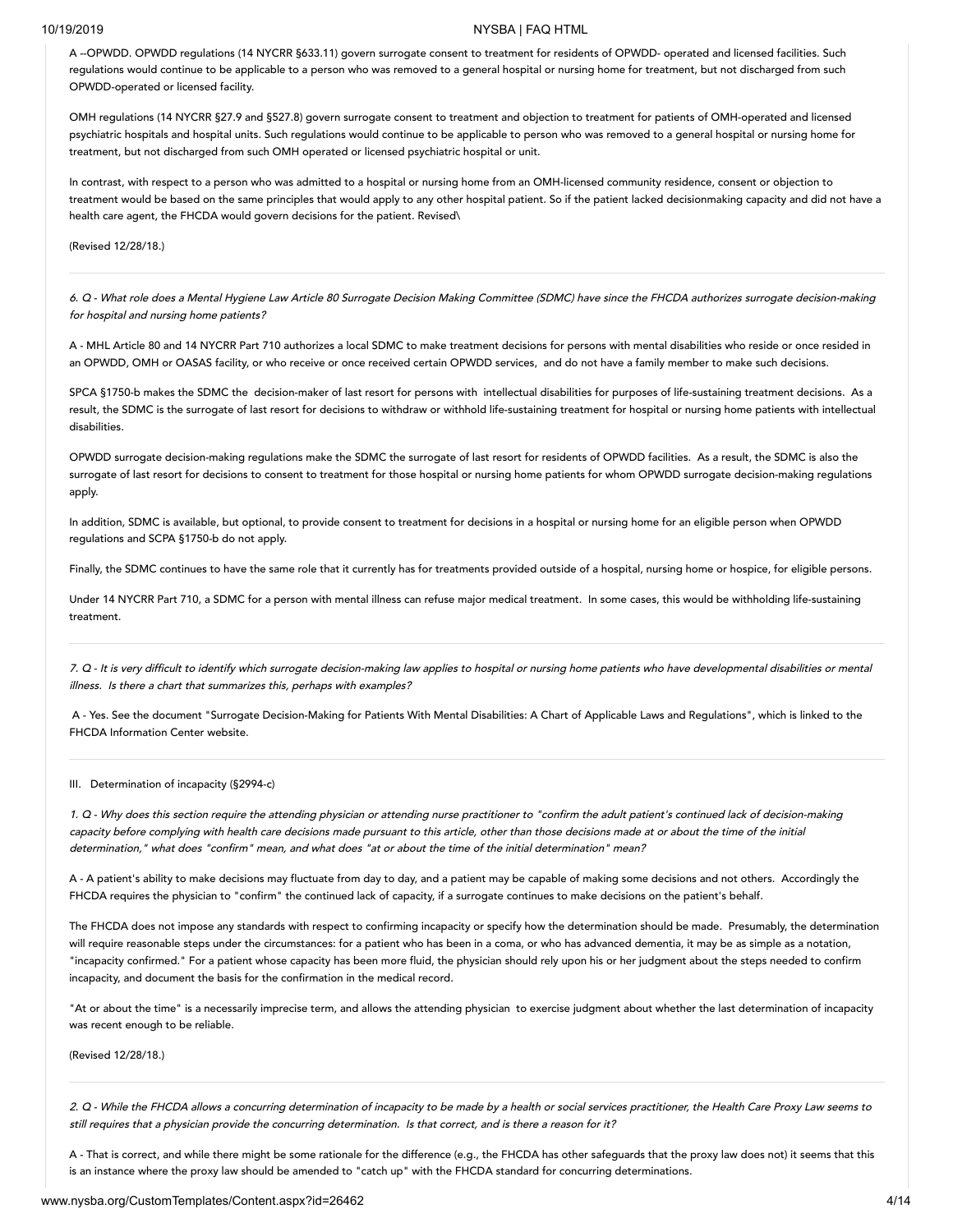A --OPWDD. OPWDD regulations (14 NYCRR §633.11) govern surrogate consent to treatment for residents of OPWDD- operated and licensed facilities. Such regulations would continue to be applicable to a person who was removed to a general hospital or nursing home for treatment, but not discharged from such OPWDD-operated or licensed facility.

OMH regulations (14 NYCRR §27.9 and §527.8) govern surrogate consent to treatment and objection to treatment for patients of OMH-operated and licensed psychiatric hospitals and hospital units. Such regulations would continue to be applicable to person who was removed to a general hospital or nursing home for treatment, but not discharged from such OMH operated or licensed psychiatric hospital or unit.

In contrast, with respect to a person who was admitted to a hospital or nursing home from an OMH-licensed community residence, consent or objection to treatment would be based on the same principles that would apply to any other hospital patient. So if the patient lacked decisionmaking capacity and did not have a health care agent, the FHCDA would govern decisions for the patient. Revised\

(Revised 12/28/18.)

---

*6. Q - What role does a Mental Hygiene Law Article 80 Surrogate Decision Making Committee (SDMC) have since the FHCDA authorizes surrogate decision-making for hospital and nursing home patients?*

A - MHL Article 80 and 14 NYCRR Part 710 authorizes a local SDMC to make treatment decisions for persons with mental disabilities who reside or once resided in an OPWDD, OMH or OASAS facility, or who receive or once received certain OPWDD services, and do not have a family member to make such decisions.

SPCA §1750-b makes the SDMC the decision-maker of last resort for persons with intellectual disabilities for purposes of life-sustaining treatment decisions. As a result, the SDMC is the surrogate of last resort for decisions to withdraw or withhold life-sustaining treatment for hospital or nursing home patients with intellectual disabilities.

OPWDD surrogate decision-making regulations make the SDMC the surrogate of last resort for residents of OPWDD facilities. As a result, the SDMC is also the surrogate of last resort for decisions to consent to treatment for those hospital or nursing home patients for whom OPWDD surrogate decision-making regulations apply.

In addition, SDMC is available, but optional, to provide consent to treatment for decisions in a hospital or nursing home for an eligible person when OPWDD regulations and SCPA §1750-b do not apply.

Finally, the SDMC continues to have the same role that it currently has for treatments provided outside of a hospital, nursing home or hospice, for eligible persons.

Under 14 NYCRR Part 710, a SDMC for a person with mental illness can refuse major medical treatment. In some cases, this would be withholding life-sustaining treatment.

---

*7. Q - It is very difficult to identify which surrogate decision-making law applies to hospital or nursing home patients who have developmental disabilities or mental illness. Is there a chart that summarizes this, perhaps with examples?*

A - Yes. See the document "Surrogate Decision-Making for Patients With Mental Disabilities: A Chart of Applicable Laws and Regulations", which is linked to the FHCDA Information Center website.

---

III. Determination of incapacity (§2994-c)

*1. Q - Why does this section require the attending physician or attending nurse practitioner to "confirm the adult patient's continued lack of decision-making capacity before complying with health care decisions made pursuant to this article, other than those decisions made at or about the time of the initial determination," what does "confirm" mean, and what does "at or about the time of the initial determination" mean?*

A - A patient's ability to make decisions may fluctuate from day to day, and a patient may be capable of making some decisions and not others. Accordingly the FHCDA requires the physician to "confirm" the continued lack of capacity, if a surrogate continues to make decisions on the patient's behalf.

The FHCDA does not impose any standards with respect to confirming incapacity or specify how the determination should be made. Presumably, the determination will require reasonable steps under the circumstances: for a patient who has been in a coma, or who has advanced dementia, it may be as simple as a notation, "incapacity confirmed." For a patient whose capacity has been more fluid, the physician should rely upon his or her judgment about the steps needed to confirm incapacity, and document the basis for the confirmation in the medical record.

"At or about the time" is a necessarily imprecise term, and allows the attending physician to exercise judgment about whether the last determination of incapacity was recent enough to be reliable.

(Revised 12/28/18.)

---

*2. Q - While the FHCDA allows a concurring determination of incapacity to be made by a health or social services practitioner, the Health Care Proxy Law seems to still requires that a physician provide the concurring determination. Is that correct, and is there a reason for it?*

A - That is correct, and while there might be some rationale for the difference (e.g., the FHCDA has other safeguards that the proxy law does not) it seems that this is an instance where the proxy law should be amended to "catch up" with the FHCDA standard for concurring determinations.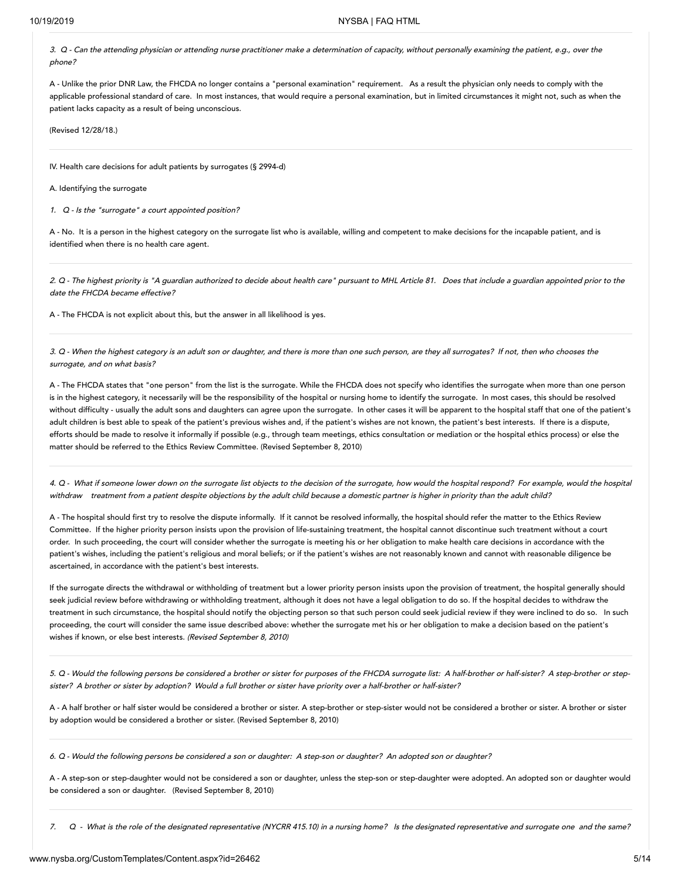*3. Q - Can the attending physician or attending nurse practitioner make a determination of capacity, without personally examining the patient, e.g., over the phone?*

A - Unlike the prior DNR Law, the FHCDA no longer contains a "personal examination" requirement. As a result the physician only needs to comply with the applicable professional standard of care. In most instances, that would require a personal examination, but in limited circumstances it might not, such as when the patient lacks capacity as a result of being unconscious.

(Revised 12/28/18.)

---

IV. Health care decisions for adult patients by surrogates (§ 2994-d)

A. Identifying the surrogate

*1. Q - Is the "surrogate" a court appointed position?*

A - No. It is a person in the highest category on the surrogate list who is available, willing and competent to make decisions for the incapable patient, and is identified when there is no health care agent.

---

*2. Q - The highest priority is "A guardian authorized to decide about health care" pursuant to MHL Article 81. Does that include a guardian appointed prior to the date the FHCDA became effective?*

A - The FHCDA is not explicit about this, but the answer in all likelihood is yes.

---

*3. Q - When the highest category is an adult son or daughter, and there is more than one such person, are they all surrogates? If not, then who chooses the surrogate, and on what basis?*

A - The FHCDA states that "one person" from the list is the surrogate. While the FHCDA does not specify who identifies the surrogate when more than one person is in the highest category, it necessarily will be the responsibility of the hospital or nursing home to identify the surrogate. In most cases, this should be resolved without difficulty - usually the adult sons and daughters can agree upon the surrogate. In other cases it will be apparent to the hospital staff that one of the patient's adult children is best able to speak of the patient's previous wishes and, if the patient's wishes are not known, the patient's best interests. If there is a dispute, efforts should be made to resolve it informally if possible (e.g., through team meetings, ethics consultation or mediation or the hospital ethics process) or else the matter should be referred to the Ethics Review Committee. (Revised September 8, 2010)

---

*4. Q - What if someone lower down on the surrogate list objects to the decision of the surrogate, how would the hospital respond? For example, would the hospital withdraw treatment from a patient despite objections by the adult child because a domestic partner is higher in priority than the adult child?*

A - The hospital should first try to resolve the dispute informally. If it cannot be resolved informally, the hospital should refer the matter to the Ethics Review Committee. If the higher priority person insists upon the provision of life-sustaining treatment, the hospital cannot discontinue such treatment without a court order. In such proceeding, the court will consider whether the surrogate is meeting his or her obligation to make health care decisions in accordance with the patient's wishes, including the patient's religious and moral beliefs; or if the patient's wishes are not reasonably known and cannot with reasonable diligence be ascertained, in accordance with the patient's best interests.

If the surrogate directs the withdrawal or withholding of treatment but a lower priority person insists upon the provision of treatment, the hospital generally should seek judicial review before withdrawing or withholding treatment, although it does not have a legal obligation to do so. If the hospital decides to withdraw the treatment in such circumstance, the hospital should notify the objecting person so that such person could seek judicial review if they were inclined to do so. In such proceeding, the court will consider the same issue described above: whether the surrogate met his or her obligation to make a decision based on the patient's wishes if known, or else best interests. *(Revised September 8, 2010)*

---

*5. Q - Would the following persons be considered a brother or sister for purposes of the FHCDA surrogate list: A half-brother or half-sister? A step-brother or step-sister? A brother or sister by adoption? Would a full brother or sister have priority over a half-brother or half-sister?*

A - A half brother or half sister would be considered a brother or sister. A step-brother or step-sister would not be considered a brother or sister. A brother or sister by adoption would be considered a brother or sister. (Revised September 8, 2010)

---

*6. Q - Would the following persons be considered a son or daughter: A step-son or daughter? An adopted son or daughter?*

A - A step-son or step-daughter would not be considered a son or daughter, unless the step-son or step-daughter were adopted. An adopted son or daughter would be considered a son or daughter. (Revised September 8, 2010)

---

*7. Q - What is the role of the designated representative (NYCRR 415.10) in a nursing home? Is the designated representative and surrogate one and the same?*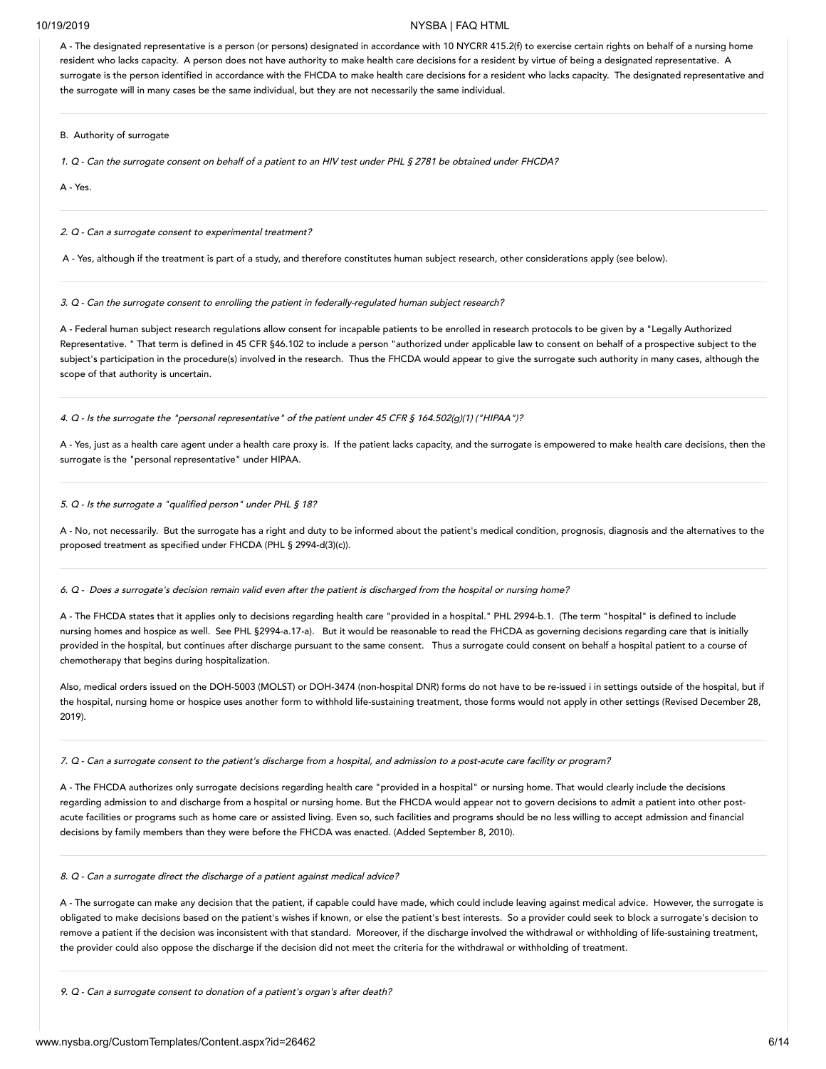A - The designated representative is a person (or persons) designated in accordance with 10 NYCRR 415.2(f) to exercise certain rights on behalf of a nursing home resident who lacks capacity. A person does not have authority to make health care decisions for a resident by virtue of being a designated representative. A surrogate is the person identified in accordance with the FHCDA to make health care decisions for a resident who lacks capacity. The designated representative and the surrogate will in many cases be the same individual, but they are not necessarily the same individual.

---

B. Authority of surrogate

*1. Q - Can the surrogate consent on behalf of a patient to an HIV test under PHL § 2781 be obtained under FHCDA?*

A - Yes.

---

*2. Q - Can a surrogate consent to experimental treatment?*

A - Yes, although if the treatment is part of a study, and therefore constitutes human subject research, other considerations apply (see below).

---

*3. Q - Can the surrogate consent to enrolling the patient in federally-regulated human subject research?*

A - Federal human subject research regulations allow consent for incapable patients to be enrolled in research protocols to be given by a "Legally Authorized Representative. " That term is defined in 45 CFR §46.102 to include a person "authorized under applicable law to consent on behalf of a prospective subject to the subject's participation in the procedure(s) involved in the research. Thus the FHCDA would appear to give the surrogate such authority in many cases, although the scope of that authority is uncertain.

---

*4. Q - Is the surrogate the "personal representative" of the patient under 45 CFR § 164.502(g)(1) ("HIPAA")?*

A - Yes, just as a health care agent under a health care proxy is. If the patient lacks capacity, and the surrogate is empowered to make health care decisions, then the surrogate is the "personal representative" under HIPAA.

---

*5. Q - Is the surrogate a "qualified person" under PHL § 18?*

A - No, not necessarily. But the surrogate has a right and duty to be informed about the patient's medical condition, prognosis, diagnosis and the alternatives to the proposed treatment as specified under FHCDA (PHL § 2994-d(3)(c)).

---

*6. Q - Does a surrogate's decision remain valid even after the patient is discharged from the hospital or nursing home?*

A - The FHCDA states that it applies only to decisions regarding health care "provided in a hospital." PHL 2994-b.1. (The term "hospital" is defined to include nursing homes and hospice as well. See PHL §2994-a.17-a). But it would be reasonable to read the FHCDA as governing decisions regarding care that is initially provided in the hospital, but continues after discharge pursuant to the same consent. Thus a surrogate could consent on behalf a hospital patient to a course of chemotherapy that begins during hospitalization.

Also, medical orders issued on the DOH-5003 (MOLST) or DOH-3474 (non-hospital DNR) forms do not have to be re-issued i in settings outside of the hospital, but if the hospital, nursing home or hospice uses another form to withhold life-sustaining treatment, those forms would not apply in other settings (Revised December 28, 2019).

---

*7. Q - Can a surrogate consent to the patient's discharge from a hospital, and admission to a post-acute care facility or program?*

A - The FHCDA authorizes only surrogate decisions regarding health care "provided in a hospital" or nursing home. That would clearly include the decisions regarding admission to and discharge from a hospital or nursing home. But the FHCDA would appear not to govern decisions to admit a patient into other post-acute facilities or programs such as home care or assisted living. Even so, such facilities and programs should be no less willing to accept admission and financial decisions by family members than they were before the FHCDA was enacted. (Added September 8, 2010).

---

*8. Q - Can a surrogate direct the discharge of a patient against medical advice?*

A - The surrogate can make any decision that the patient, if capable could have made, which could include leaving against medical advice. However, the surrogate is obligated to make decisions based on the patient's wishes if known, or else the patient's best interests. So a provider could seek to block a surrogate's decision to remove a patient if the decision was inconsistent with that standard. Moreover, if the discharge involved the withdrawal or withholding of life-sustaining treatment, the provider could also oppose the discharge if the decision did not meet the criteria for the withdrawal or withholding of treatment.

---

*9. Q - Can a surrogate consent to donation of a patient's organ's after death?*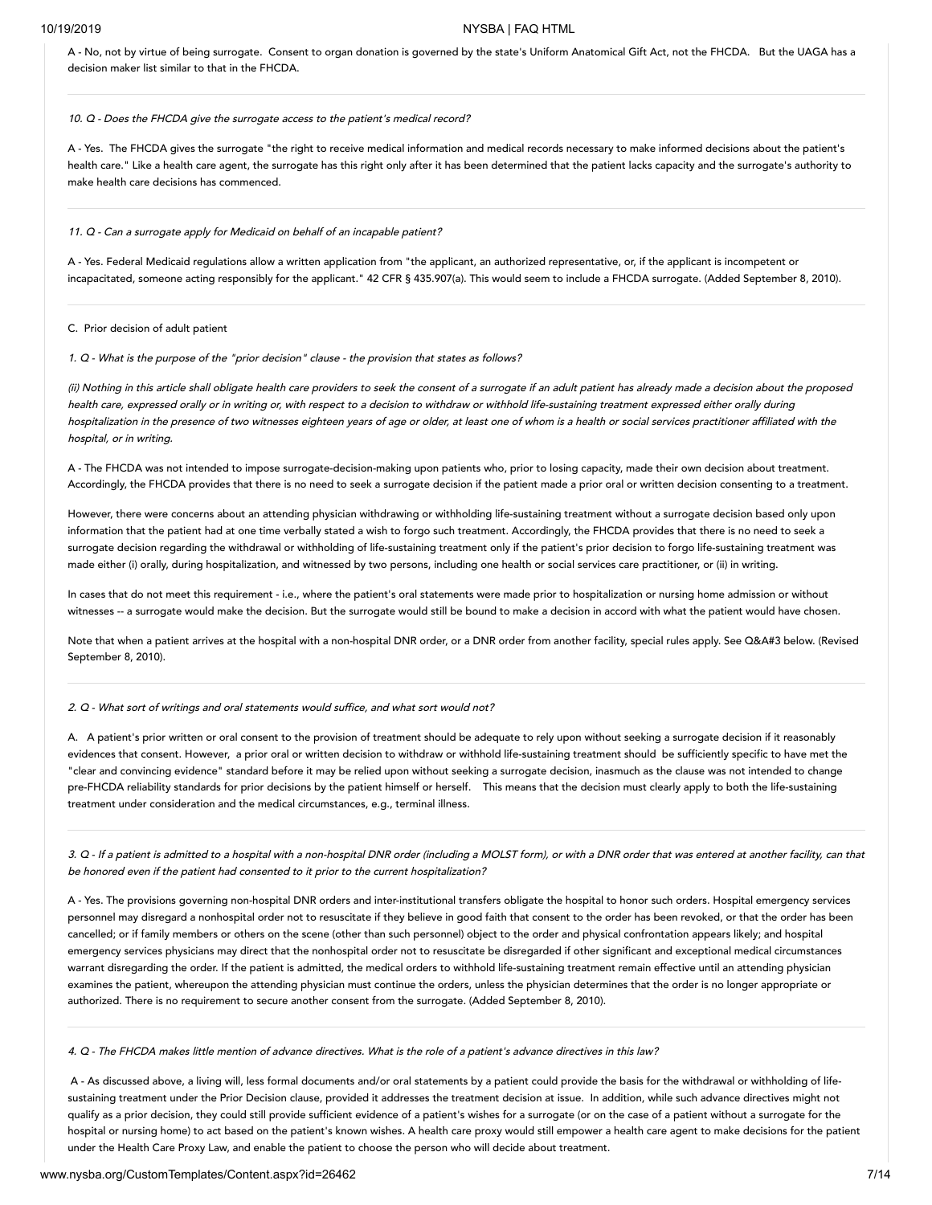A - No, not by virtue of being surrogate. Consent to organ donation is governed by the state's Uniform Anatomical Gift Act, not the FHCDA. But the UAGA has a decision maker list similar to that in the FHCDA.

---

*10. Q - Does the FHCDA give the surrogate access to the patient's medical record?*

A - Yes. The FHCDA gives the surrogate "the right to receive medical information and medical records necessary to make informed decisions about the patient's health care." Like a health care agent, the surrogate has this right only after it has been determined that the patient lacks capacity and the surrogate's authority to make health care decisions has commenced.

---

*11. Q - Can a surrogate apply for Medicaid on behalf of an incapable patient?*

A - Yes. Federal Medicaid regulations allow a written application from "the applicant, an authorized representative, or, if the applicant is incompetent or incapacitated, someone acting responsibly for the applicant." 42 CFR § 435.907(a). This would seem to include a FHCDA surrogate. (Added September 8, 2010).

---

C. Prior decision of adult patient

*1. Q - What is the purpose of the "prior decision" clause - the provision that states as follows?*

*(ii) Nothing in this article shall obligate health care providers to seek the consent of a surrogate if an adult patient has already made a decision about the proposed health care, expressed orally or in writing or, with respect to a decision to withdraw or withhold life-sustaining treatment expressed either orally during hospitalization in the presence of two witnesses eighteen years of age or older, at least one of whom is a health or social services practitioner affiliated with the hospital, or in writing.*

A - The FHCDA was not intended to impose surrogate-decision-making upon patients who, prior to losing capacity, made their own decision about treatment. Accordingly, the FHCDA provides that there is no need to seek a surrogate decision if the patient made a prior oral or written decision consenting to a treatment.

However, there were concerns about an attending physician withdrawing or withholding life-sustaining treatment without a surrogate decision based only upon information that the patient had at one time verbally stated a wish to forgo such treatment. Accordingly, the FHCDA provides that there is no need to seek a surrogate decision regarding the withdrawal or withholding of life-sustaining treatment only if the patient's prior decision to forgo life-sustaining treatment was made either (i) orally, during hospitalization, and witnessed by two persons, including one health or social services care practitioner, or (ii) in writing.

In cases that do not meet this requirement - i.e., where the patient's oral statements were made prior to hospitalization or nursing home admission or without witnesses -- a surrogate would make the decision. But the surrogate would still be bound to make a decision in accord with what the patient would have chosen.

Note that when a patient arrives at the hospital with a non-hospital DNR order, or a DNR order from another facility, special rules apply. See Q&A#3 below. (Revised September 8, 2010).

---

*2. Q - What sort of writings and oral statements would suffice, and what sort would not?*

A. A patient's prior written or oral consent to the provision of treatment should be adequate to rely upon without seeking a surrogate decision if it reasonably evidences that consent. However, a prior oral or written decision to withdraw or withhold life-sustaining treatment should be sufficiently specific to have met the "clear and convincing evidence" standard before it may be relied upon without seeking a surrogate decision, inasmuch as the clause was not intended to change pre-FHCDA reliability standards for prior decisions by the patient himself or herself. This means that the decision must clearly apply to both the life-sustaining treatment under consideration and the medical circumstances, e.g., terminal illness.

---

*3. Q - If a patient is admitted to a hospital with a non-hospital DNR order (including a MOLST form), or with a DNR order that was entered at another facility, can that be honored even if the patient had consented to it prior to the current hospitalization?*

A - Yes. The provisions governing non-hospital DNR orders and inter-institutional transfers obligate the hospital to honor such orders. Hospital emergency services personnel may disregard a nonhospital order not to resuscitate if they believe in good faith that consent to the order has been revoked, or that the order has been cancelled; or if family members or others on the scene (other than such personnel) object to the order and physical confrontation appears likely; and hospital emergency services physicians may direct that the nonhospital order not to resuscitate be disregarded if other significant and exceptional medical circumstances warrant disregarding the order. If the patient is admitted, the medical orders to withhold life-sustaining treatment remain effective until an attending physician examines the patient, whereupon the attending physician must continue the orders, unless the physician determines that the order is no longer appropriate or authorized. There is no requirement to secure another consent from the surrogate. (Added September 8, 2010).

---

*4. Q - The FHCDA makes little mention of advance directives. What is the role of a patient's advance directives in this law?*

A - As discussed above, a living will, less formal documents and/or oral statements by a patient could provide the basis for the withdrawal or withholding of life-sustaining treatment under the Prior Decision clause, provided it addresses the treatment decision at issue. In addition, while such advance directives might not qualify as a prior decision, they could still provide sufficient evidence of a patient's wishes for a surrogate (or on the case of a patient without a surrogate for the hospital or nursing home) to act based on the patient's known wishes. A health care proxy would still empower a health care agent to make decisions for the patient under the Health Care Proxy Law, and enable the patient to choose the person who will decide about treatment.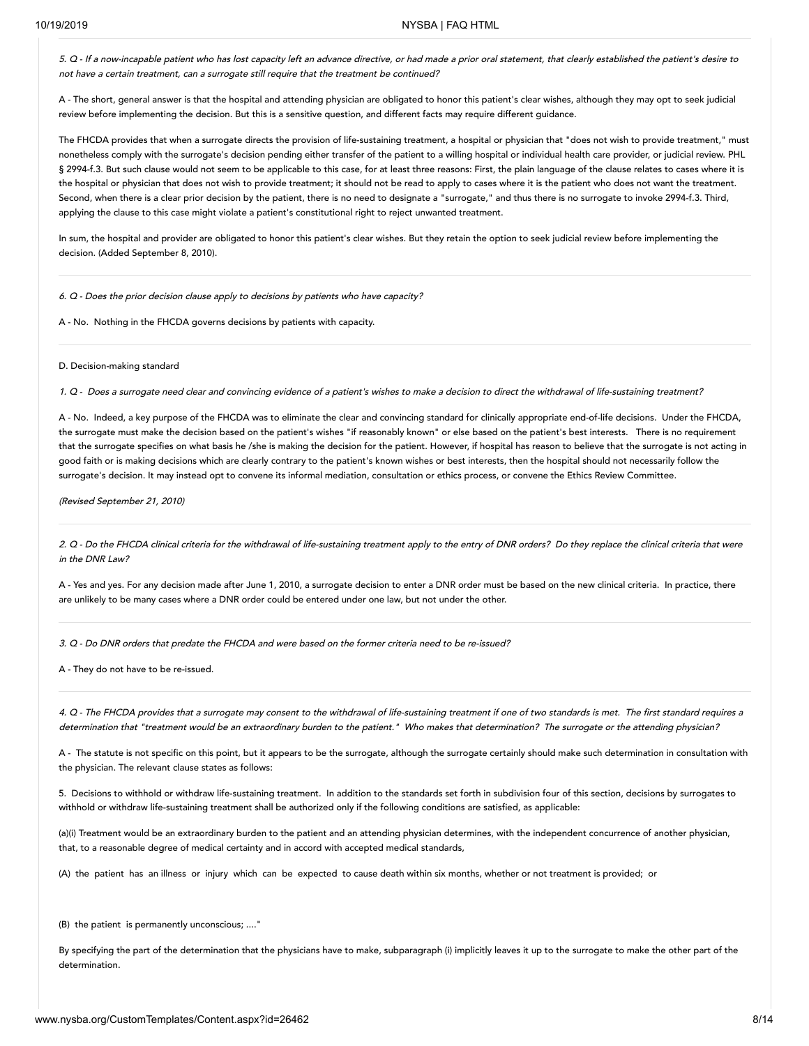*5. Q - If a now-incapable patient who has lost capacity left an advance directive, or had made a prior oral statement, that clearly established the patient's desire to not have a certain treatment, can a surrogate still require that the treatment be continued?*

A - The short, general answer is that the hospital and attending physician are obligated to honor this patient's clear wishes, although they may opt to seek judicial review before implementing the decision. But this is a sensitive question, and different facts may require different guidance.

The FHCDA provides that when a surrogate directs the provision of life-sustaining treatment, a hospital or physician that "does not wish to provide treatment," must nonetheless comply with the surrogate's decision pending either transfer of the patient to a willing hospital or individual health care provider, or judicial review. PHL § 2994-f.3. But such clause would not seem to be applicable to this case, for at least three reasons: First, the plain language of the clause relates to cases where it is the hospital or physician that does not wish to provide treatment; it should not be read to apply to cases where it is the patient who does not want the treatment. Second, when there is a clear prior decision by the patient, there is no need to designate a "surrogate," and thus there is no surrogate to invoke 2994-f.3. Third, applying the clause to this case might violate a patient's constitutional right to reject unwanted treatment.

In sum, the hospital and provider are obligated to honor this patient's clear wishes. But they retain the option to seek judicial review before implementing the decision. (Added September 8, 2010).

---

*6. Q - Does the prior decision clause apply to decisions by patients who have capacity?*

A - No. Nothing in the FHCDA governs decisions by patients with capacity.

---

D. Decision-making standard

*1. Q - Does a surrogate need clear and convincing evidence of a patient's wishes to make a decision to direct the withdrawal of life-sustaining treatment?*

A - No. Indeed, a key purpose of the FHCDA was to eliminate the clear and convincing standard for clinically appropriate end-of-life decisions. Under the FHCDA, the surrogate must make the decision based on the patient's wishes "if reasonably known" or else based on the patient's best interests. There is no requirement that the surrogate specifies on what basis he /she is making the decision for the patient. However, if hospital has reason to believe that the surrogate is not acting in good faith or is making decisions which are clearly contrary to the patient's known wishes or best interests, then the hospital should not necessarily follow the surrogate's decision. It may instead opt to convene its informal mediation, consultation or ethics process, or convene the Ethics Review Committee.

*(Revised September 21, 2010)*

---

*2. Q - Do the FHCDA clinical criteria for the withdrawal of life-sustaining treatment apply to the entry of DNR orders? Do they replace the clinical criteria that were in the DNR Law?*

A - Yes and yes. For any decision made after June 1, 2010, a surrogate decision to enter a DNR order must be based on the new clinical criteria. In practice, there are unlikely to be many cases where a DNR order could be entered under one law, but not under the other.

---

*3. Q - Do DNR orders that predate the FHCDA and were based on the former criteria need to be re-issued?*

A - They do not have to be re-issued.

---

*4. Q - The FHCDA provides that a surrogate may consent to the withdrawal of life-sustaining treatment if one of two standards is met. The first standard requires a determination that "treatment would be an extraordinary burden to the patient." Who makes that determination? The surrogate or the attending physician?*

A - The statute is not specific on this point, but it appears to be the surrogate, although the surrogate certainly should make such determination in consultation with the physician. The relevant clause states as follows:

5. Decisions to withhold or withdraw life-sustaining treatment. In addition to the standards set forth in subdivision four of this section, decisions by surrogates to withhold or withdraw life-sustaining treatment shall be authorized only if the following conditions are satisfied, as applicable:

(a)(i) Treatment would be an extraordinary burden to the patient and an attending physician determines, with the independent concurrence of another physician, that, to a reasonable degree of medical certainty and in accord with accepted medical standards,

(A) the patient has an illness or injury which can be expected to cause death within six months, whether or not treatment is provided; or

(B) the patient is permanently unconscious; ...."

By specifying the part of the determination that the physicians have to make, subparagraph (i) implicitly leaves it up to the surrogate to make the other part of the determination.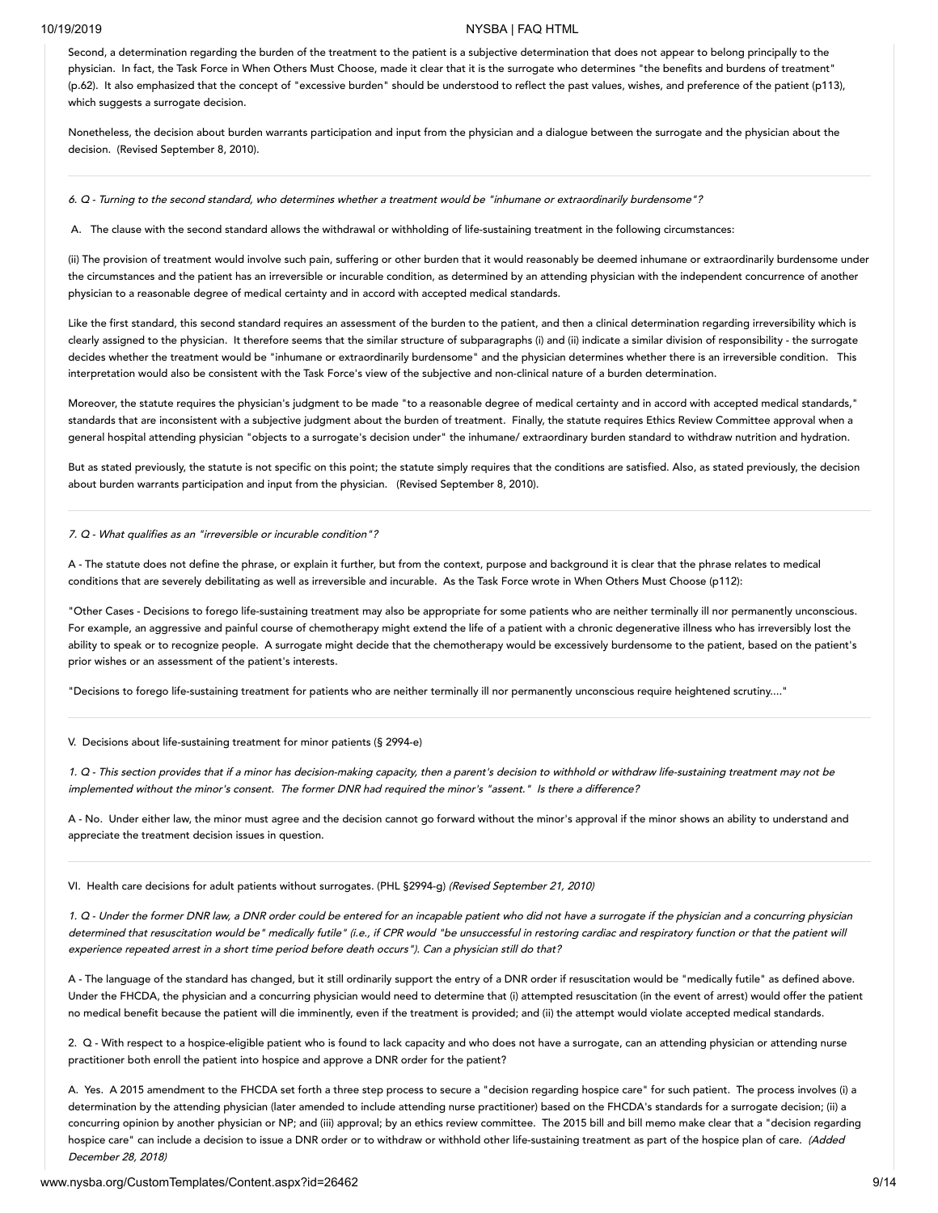Second, a determination regarding the burden of the treatment to the patient is a subjective determination that does not appear to belong principally to the physician. In fact, the Task Force in When Others Must Choose, made it clear that it is the surrogate who determines "the benefits and burdens of treatment" (p.62). It also emphasized that the concept of "excessive burden" should be understood to reflect the past values, wishes, and preference of the patient (p113), which suggests a surrogate decision.

Nonetheless, the decision about burden warrants participation and input from the physician and a dialogue between the surrogate and the physician about the decision. (Revised September 8, 2010).

---

*6. Q - Turning to the second standard, who determines whether a treatment would be "inhumane or extraordinarily burdensome"?*

A. The clause with the second standard allows the withdrawal or withholding of life-sustaining treatment in the following circumstances:

(ii) The provision of treatment would involve such pain, suffering or other burden that it would reasonably be deemed inhumane or extraordinarily burdensome under the circumstances and the patient has an irreversible or incurable condition, as determined by an attending physician with the independent concurrence of another physician to a reasonable degree of medical certainty and in accord with accepted medical standards.

Like the first standard, this second standard requires an assessment of the burden to the patient, and then a clinical determination regarding irreversibility which is clearly assigned to the physician. It therefore seems that the similar structure of subparagraphs (i) and (ii) indicate a similar division of responsibility - the surrogate decides whether the treatment would be "inhumane or extraordinarily burdensome" and the physician determines whether there is an irreversible condition. This interpretation would also be consistent with the Task Force's view of the subjective and non-clinical nature of a burden determination.

Moreover, the statute requires the physician's judgment to be made "to a reasonable degree of medical certainty and in accord with accepted medical standards," standards that are inconsistent with a subjective judgment about the burden of treatment. Finally, the statute requires Ethics Review Committee approval when a general hospital attending physician "objects to a surrogate's decision under" the inhumane/ extraordinary burden standard to withdraw nutrition and hydration.

But as stated previously, the statute is not specific on this point; the statute simply requires that the conditions are satisfied. Also, as stated previously, the decision about burden warrants participation and input from the physician. (Revised September 8, 2010).

---

*7. Q - What qualifies as an "irreversible or incurable condition"?*

A - The statute does not define the phrase, or explain it further, but from the context, purpose and background it is clear that the phrase relates to medical conditions that are severely debilitating as well as irreversible and incurable. As the Task Force wrote in When Others Must Choose (p112):

"Other Cases - Decisions to forego life-sustaining treatment may also be appropriate for some patients who are neither terminally ill nor permanently unconscious. For example, an aggressive and painful course of chemotherapy might extend the life of a patient with a chronic degenerative illness who has irreversibly lost the ability to speak or to recognize people. A surrogate might decide that the chemotherapy would be excessively burdensome to the patient, based on the patient's prior wishes or an assessment of the patient's interests.

"Decisions to forego life-sustaining treatment for patients who are neither terminally ill nor permanently unconscious require heightened scrutiny...."

---

V. Decisions about life-sustaining treatment for minor patients (§ 2994-e)

*1. Q - This section provides that if a minor has decision-making capacity, then a parent's decision to withhold or withdraw life-sustaining treatment may not be implemented without the minor's consent. The former DNR had required the minor's "assent." Is there a difference?*

A - No. Under either law, the minor must agree and the decision cannot go forward without the minor's approval if the minor shows an ability to understand and appreciate the treatment decision issues in question.

---

VI. Health care decisions for adult patients without surrogates. (PHL §2994-g) *(Revised September 21, 2010)*

*1. Q - Under the former DNR law, a DNR order could be entered for an incapable patient who did not have a surrogate if the physician and a concurring physician determined that resuscitation would be" medically futile" (i.e., if CPR would "be unsuccessful in restoring cardiac and respiratory function or that the patient will experience repeated arrest in a short time period before death occurs"). Can a physician still do that?*

A - The language of the standard has changed, but it still ordinarily support the entry of a DNR order if resuscitation would be "medically futile" as defined above. Under the FHCDA, the physician and a concurring physician would need to determine that (i) attempted resuscitation (in the event of arrest) would offer the patient no medical benefit because the patient will die imminently, even if the treatment is provided; and (ii) the attempt would violate accepted medical standards.

2. Q - With respect to a hospice-eligible patient who is found to lack capacity and who does not have a surrogate, can an attending physician or attending nurse practitioner both enroll the patient into hospice and approve a DNR order for the patient?

A. Yes. A 2015 amendment to the FHCDA set forth a three step process to secure a "decision regarding hospice care" for such patient. The process involves (i) a determination by the attending physician (later amended to include attending nurse practitioner) based on the FHCDA's standards for a surrogate decision; (ii) a concurring opinion by another physician or NP; and (iii) approval; by an ethics review committee. The 2015 bill and bill memo make clear that a "decision regarding hospice care" can include a decision to issue a DNR order or to withdraw or withhold other life-sustaining treatment as part of the hospice plan of care. *(Added December 28, 2018)*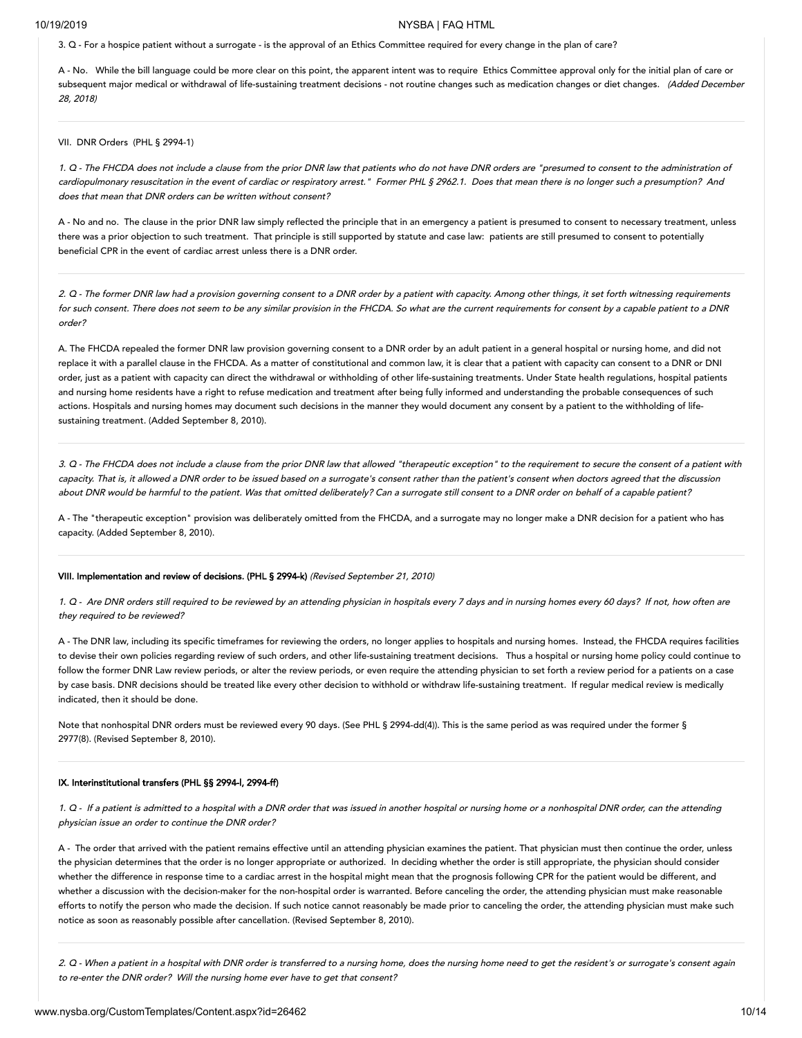3. Q - For a hospice patient without a surrogate - is the approval of an Ethics Committee required for every change in the plan of care?

A - No. While the bill language could be more clear on this point, the apparent intent was to require Ethics Committee approval only for the initial plan of care or subsequent major medical or withdrawal of life-sustaining treatment decisions - not routine changes such as medication changes or diet changes. *(Added December 28, 2018)*

VII. DNR Orders (PHL § 2994-1)

*1. Q - The FHCDA does not include a clause from the prior DNR law that patients who do not have DNR orders are "presumed to consent to the administration of cardiopulmonary resuscitation in the event of cardiac or respiratory arrest." Former PHL § 2962.1. Does that mean there is no longer such a presumption? And does that mean that DNR orders can be written without consent?*

A - No and no. The clause in the prior DNR law simply reflected the principle that in an emergency a patient is presumed to consent to necessary treatment, unless there was a prior objection to such treatment. That principle is still supported by statute and case law: patients are still presumed to consent to potentially beneficial CPR in the event of cardiac arrest unless there is a DNR order.

*2. Q - The former DNR law had a provision governing consent to a DNR order by a patient with capacity. Among other things, it set forth witnessing requirements for such consent. There does not seem to be any similar provision in the FHCDA. So what are the current requirements for consent by a capable patient to a DNR order?*

A. The FHCDA repealed the former DNR law provision governing consent to a DNR order by an adult patient in a general hospital or nursing home, and did not replace it with a parallel clause in the FHCDA. As a matter of constitutional and common law, it is clear that a patient with capacity can consent to a DNR or DNI order, just as a patient with capacity can direct the withdrawal or withholding of other life-sustaining treatments. Under State health regulations, hospital patients and nursing home residents have a right to refuse medication and treatment after being fully informed and understanding the probable consequences of such actions. Hospitals and nursing homes may document such decisions in the manner they would document any consent by a patient to the withholding of life-sustaining treatment. (Added September 8, 2010).

*3. Q - The FHCDA does not include a clause from the prior DNR law that allowed "therapeutic exception" to the requirement to secure the consent of a patient with capacity. That is, it allowed a DNR order to be issued based on a surrogate's consent rather than the patient's consent when doctors agreed that the discussion about DNR would be harmful to the patient. Was that omitted deliberately? Can a surrogate still consent to a DNR order on behalf of a capable patient?*

A - The "therapeutic exception" provision was deliberately omitted from the FHCDA, and a surrogate may no longer make a DNR decision for a patient who has capacity. (Added September 8, 2010).

**VIII. Implementation and review of decisions. (PHL § 2994-k)** *(Revised September 21, 2010)*

*1. Q - Are DNR orders still required to be reviewed by an attending physician in hospitals every 7 days and in nursing homes every 60 days? If not, how often are they required to be reviewed?*

A - The DNR law, including its specific timeframes for reviewing the orders, no longer applies to hospitals and nursing homes. Instead, the FHCDA requires facilities to devise their own policies regarding review of such orders, and other life-sustaining treatment decisions. Thus a hospital or nursing home policy could continue to follow the former DNR Law review periods, or alter the review periods, or even require the attending physician to set forth a review period for a patients on a case by case basis. DNR decisions should be treated like every other decision to withhold or withdraw life-sustaining treatment. If regular medical review is medically indicated, then it should be done.

Note that nonhospital DNR orders must be reviewed every 90 days. (See PHL § 2994-dd(4)). This is the same period as was required under the former § 2977(8). (Revised September 8, 2010).

**IX. Interinstitutional transfers (PHL §§ 2994-l, 2994-ff)**

*1. Q - If a patient is admitted to a hospital with a DNR order that was issued in another hospital or nursing home or a nonhospital DNR order, can the attending physician issue an order to continue the DNR order?*

A - The order that arrived with the patient remains effective until an attending physician examines the patient. That physician must then continue the order, unless the physician determines that the order is no longer appropriate or authorized. In deciding whether the order is still appropriate, the physician should consider whether the difference in response time to a cardiac arrest in the hospital might mean that the prognosis following CPR for the patient would be different, and whether a discussion with the decision-maker for the non-hospital order is warranted. Before canceling the order, the attending physician must make reasonable efforts to notify the person who made the decision. If such notice cannot reasonably be made prior to canceling the order, the attending physician must make such notice as soon as reasonably possible after cancellation. (Revised September 8, 2010).

*2. Q - When a patient in a hospital with DNR order is transferred to a nursing home, does the nursing home need to get the resident's or surrogate's consent again to re-enter the DNR order? Will the nursing home ever have to get that consent?*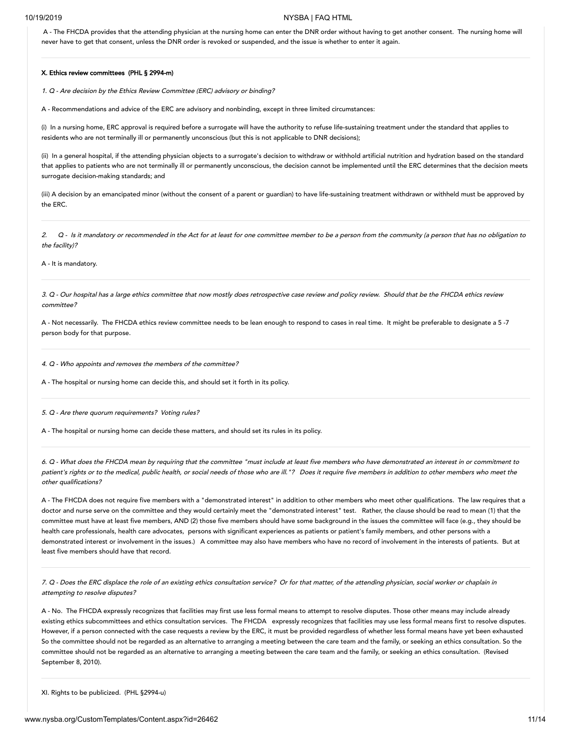A - The FHCDA provides that the attending physician at the nursing home can enter the DNR order without having to get another consent. The nursing home will never have to get that consent, unless the DNR order is revoked or suspended, and the issue is whether to enter it again.

**X. Ethics review committees (PHL § 2994-m)**

*1. Q - Are decision by the Ethics Review Committee (ERC) advisory or binding?*

A - Recommendations and advice of the ERC are advisory and nonbinding, except in three limited circumstances:

(i) In a nursing home, ERC approval is required before a surrogate will have the authority to refuse life-sustaining treatment under the standard that applies to residents who are not terminally ill or permanently unconscious (but this is not applicable to DNR decisions);

(ii) In a general hospital, if the attending physician objects to a surrogate's decision to withdraw or withhold artificial nutrition and hydration based on the standard that applies to patients who are not terminally ill or permanently unconscious, the decision cannot be implemented until the ERC determines that the decision meets surrogate decision-making standards; and

(iii) A decision by an emancipated minor (without the consent of a parent or guardian) to have life-sustaining treatment withdrawn or withheld must be approved by the ERC.

*2. Q - Is it mandatory or recommended in the Act for at least for one committee member to be a person from the community (a person that has no obligation to the facility)?*

A - It is mandatory.

*3. Q - Our hospital has a large ethics committee that now mostly does retrospective case review and policy review. Should that be the FHCDA ethics review committee?*

A - Not necessarily. The FHCDA ethics review committee needs to be lean enough to respond to cases in real time. It might be preferable to designate a 5 -7 person body for that purpose.

*4. Q - Who appoints and removes the members of the committee?*

A - The hospital or nursing home can decide this, and should set it forth in its policy.

*5. Q - Are there quorum requirements? Voting rules?*

A - The hospital or nursing home can decide these matters, and should set its rules in its policy.

*6. Q - What does the FHCDA mean by requiring that the committee "must include at least five members who have demonstrated an interest in or commitment to patient's rights or to the medical, public health, or social needs of those who are ill."? Does it require five members in addition to other members who meet the other qualifications?*

A - The FHCDA does not require five members with a "demonstrated interest" in addition to other members who meet other qualifications. The law requires that a doctor and nurse serve on the committee and they would certainly meet the "demonstrated interest" test. Rather, the clause should be read to mean (1) that the committee must have at least five members, AND (2) those five members should have some background in the issues the committee will face (e.g., they should be health care professionals, health care advocates, persons with significant experiences as patients or patient's family members, and other persons with a demonstrated interest or involvement in the issues.) A committee may also have members who have no record of involvement in the interests of patients. But at least five members should have that record.

*7. Q - Does the ERC displace the role of an existing ethics consultation service? Or for that matter, of the attending physician, social worker or chaplain in attempting to resolve disputes?*

A - No. The FHCDA expressly recognizes that facilities may first use less formal means to attempt to resolve disputes. Those other means may include already existing ethics subcommittees and ethics consultation services. The FHCDA expressly recognizes that facilities may use less formal means first to resolve disputes. However, if a person connected with the case requests a review by the ERC, it must be provided regardless of whether less formal means have yet been exhausted So the committee should not be regarded as an alternative to arranging a meeting between the care team and the family, or seeking an ethics consultation. So the committee should not be regarded as an alternative to arranging a meeting between the care team and the family, or seeking an ethics consultation. (Revised September 8, 2010).

XI. Rights to be publicized. (PHL §2994-u)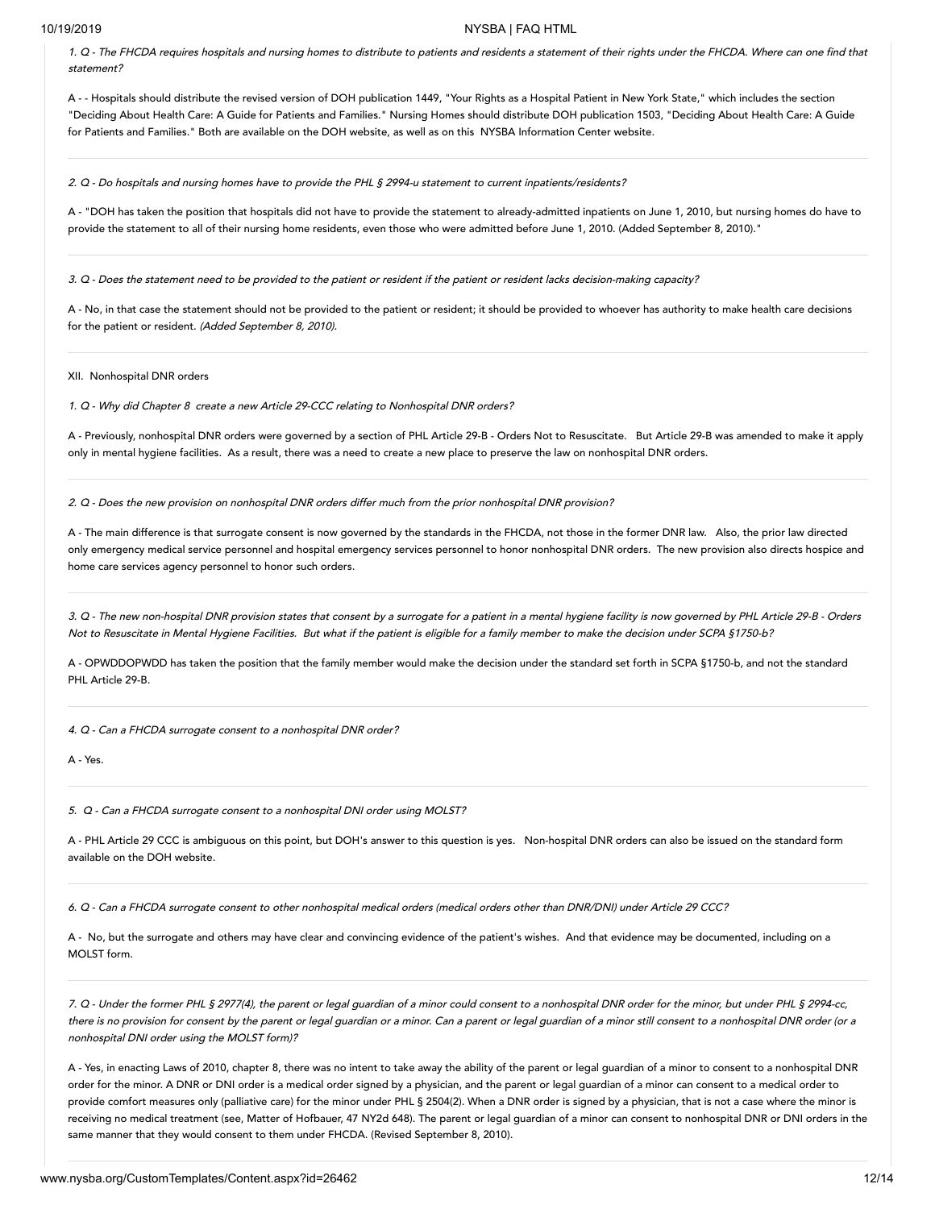*1. Q - The FHCDA requires hospitals and nursing homes to distribute to patients and residents a statement of their rights under the FHCDA. Where can one find that statement?*

A - - Hospitals should distribute the revised version of DOH publication 1449, "Your Rights as a Hospital Patient in New York State," which includes the section "Deciding About Health Care: A Guide for Patients and Families." Nursing Homes should distribute DOH publication 1503, "Deciding About Health Care: A Guide for Patients and Families." Both are available on the DOH website, as well as on this NYSBA Information Center website.

---

*2. Q - Do hospitals and nursing homes have to provide the PHL § 2994-u statement to current inpatients/residents?*

A - "DOH has taken the position that hospitals did not have to provide the statement to already-admitted inpatients on June 1, 2010, but nursing homes do have to provide the statement to all of their nursing home residents, even those who were admitted before June 1, 2010. (Added September 8, 2010)."

---

*3. Q - Does the statement need to be provided to the patient or resident if the patient or resident lacks decision-making capacity?*

A - No, in that case the statement should not be provided to the patient or resident; it should be provided to whoever has authority to make health care decisions for the patient or resident. *(Added September 8, 2010).*

---

XII. Nonhospital DNR orders

*1. Q - Why did Chapter 8 create a new Article 29-CCC relating to Nonhospital DNR orders?*

A - Previously, nonhospital DNR orders were governed by a section of PHL Article 29-B - Orders Not to Resuscitate. But Article 29-B was amended to make it apply only in mental hygiene facilities. As a result, there was a need to create a new place to preserve the law on nonhospital DNR orders.

---

*2. Q - Does the new provision on nonhospital DNR orders differ much from the prior nonhospital DNR provision?*

A - The main difference is that surrogate consent is now governed by the standards in the FHCDA, not those in the former DNR law. Also, the prior law directed only emergency medical service personnel and hospital emergency services personnel to honor nonhospital DNR orders. The new provision also directs hospice and home care services agency personnel to honor such orders.

---

*3. Q - The new non-hospital DNR provision states that consent by a surrogate for a patient in a mental hygiene facility is now governed by PHL Article 29-B - Orders Not to Resuscitate in Mental Hygiene Facilities. But what if the patient is eligible for a family member to make the decision under SCPA §1750-b?*

A - OPWDDOPWDD has taken the position that the family member would make the decision under the standard set forth in SCPA §1750-b, and not the standard PHL Article 29-B.

---

*4. Q - Can a FHCDA surrogate consent to a nonhospital DNR order?*

A - Yes.

---

*5. Q - Can a FHCDA surrogate consent to a nonhospital DNI order using MOLST?*

A - PHL Article 29 CCC is ambiguous on this point, but DOH's answer to this question is yes. Non-hospital DNR orders can also be issued on the standard form available on the DOH website.

---

*6. Q - Can a FHCDA surrogate consent to other nonhospital medical orders (medical orders other than DNR/DNI) under Article 29 CCC?*

A - No, but the surrogate and others may have clear and convincing evidence of the patient's wishes. And that evidence may be documented, including on a MOLST form.

---

*7. Q - Under the former PHL § 2977(4), the parent or legal guardian of a minor could consent to a nonhospital DNR order for the minor, but under PHL § 2994-cc, there is no provision for consent by the parent or legal guardian or a minor. Can a parent or legal guardian of a minor still consent to a nonhospital DNR order (or a nonhospital DNI order using the MOLST form)?*

A - Yes, in enacting Laws of 2010, chapter 8, there was no intent to take away the ability of the parent or legal guardian of a minor to consent to a nonhospital DNR order for the minor. A DNR or DNI order is a medical order signed by a physician, and the parent or legal guardian of a minor can consent to a medical order to provide comfort measures only (palliative care) for the minor under PHL § 2504(2). When a DNR order is signed by a physician, that is not a case where the minor is receiving no medical treatment (see, Matter of Hofbauer, 47 NY2d 648). The parent or legal guardian of a minor can consent to nonhospital DNR or DNI orders in the same manner that they would consent to them under FHCDA. (Revised September 8, 2010).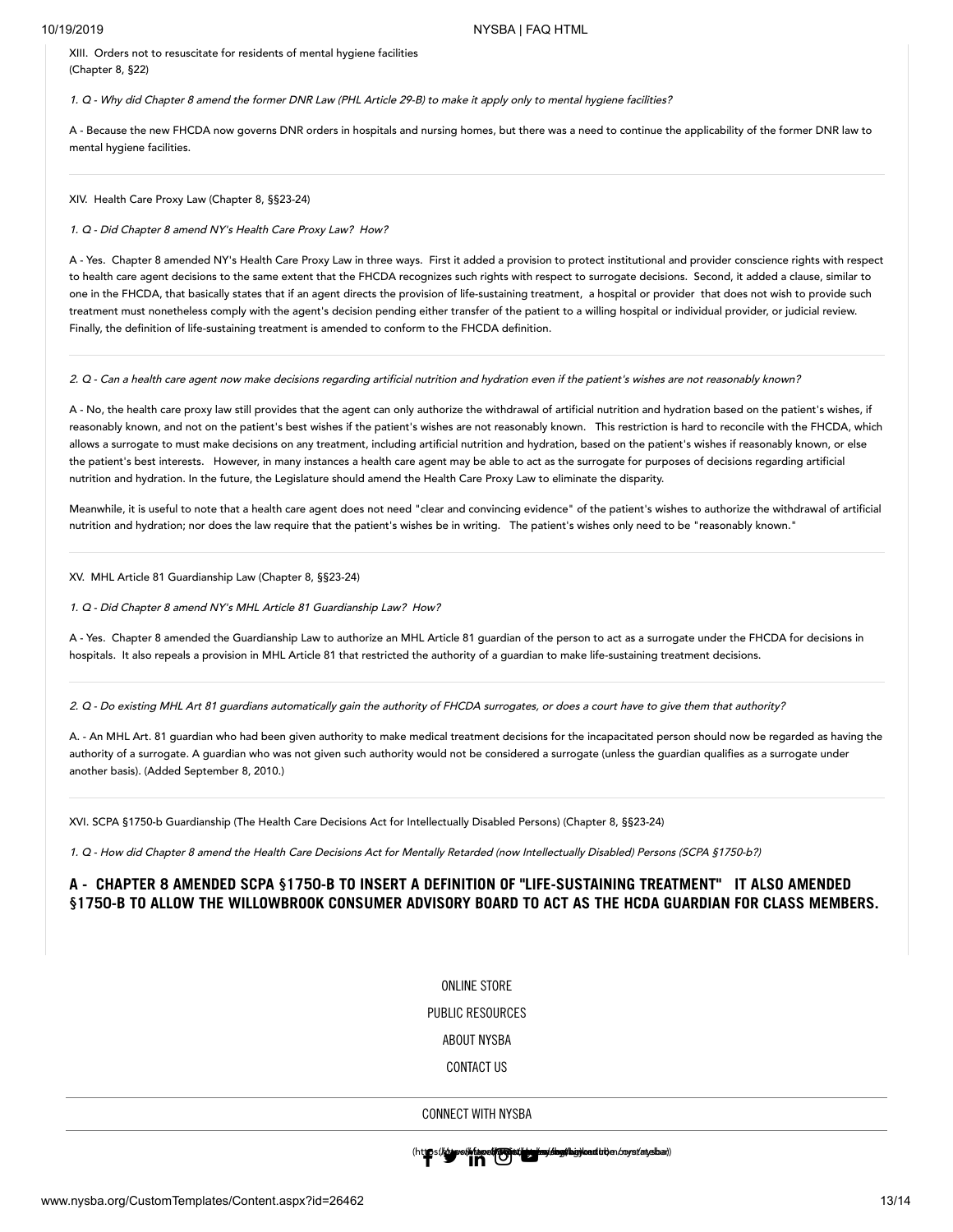XIII. Orders not to resuscitate for residents of mental hygiene facilities (Chapter 8, §22)

*1. Q - Why did Chapter 8 amend the former DNR Law (PHL Article 29-B) to make it apply only to mental hygiene facilities?*

A - Because the new FHCDA now governs DNR orders in hospitals and nursing homes, but there was a need to continue the applicability of the former DNR law to mental hygiene facilities.

---

XIV. Health Care Proxy Law (Chapter 8, §§23-24)

*1. Q - Did Chapter 8 amend NY's Health Care Proxy Law? How?*

A - Yes. Chapter 8 amended NY's Health Care Proxy Law in three ways. First it added a provision to protect institutional and provider conscience rights with respect to health care agent decisions to the same extent that the FHCDA recognizes such rights with respect to surrogate decisions. Second, it added a clause, similar to one in the FHCDA, that basically states that if an agent directs the provision of life-sustaining treatment, a hospital or provider that does not wish to provide such treatment must nonetheless comply with the agent's decision pending either transfer of the patient to a willing hospital or individual provider, or judicial review. Finally, the definition of life-sustaining treatment is amended to conform to the FHCDA definition.

---

*2. Q - Can a health care agent now make decisions regarding artificial nutrition and hydration even if the patient's wishes are not reasonably known?*

A - No, the health care proxy law still provides that the agent can only authorize the withdrawal of artificial nutrition and hydration based on the patient's wishes, if reasonably known, and not on the patient's best wishes if the patient's wishes are not reasonably known. This restriction is hard to reconcile with the FHCDA, which allows a surrogate to must make decisions on any treatment, including artificial nutrition and hydration, based on the patient's wishes if reasonably known, or else the patient's best interests. However, in many instances a health care agent may be able to act as the surrogate for purposes of decisions regarding artificial nutrition and hydration. In the future, the Legislature should amend the Health Care Proxy Law to eliminate the disparity.

Meanwhile, it is useful to note that a health care agent does not need "clear and convincing evidence" of the patient's wishes to authorize the withdrawal of artificial nutrition and hydration; nor does the law require that the patient's wishes be in writing. The patient's wishes only need to be "reasonably known."

---

XV. MHL Article 81 Guardianship Law (Chapter 8, §§23-24)

*1. Q - Did Chapter 8 amend NY's MHL Article 81 Guardianship Law? How?*

A - Yes. Chapter 8 amended the Guardianship Law to authorize an MHL Article 81 guardian of the person to act as a surrogate under the FHCDA for decisions in hospitals. It also repeals a provision in MHL Article 81 that restricted the authority of a guardian to make life-sustaining treatment decisions.

---

*2. Q - Do existing MHL Art 81 guardians automatically gain the authority of FHCDA surrogates, or does a court have to give them that authority?*

A. - An MHL Art. 81 guardian who had been given authority to make medical treatment decisions for the incapacitated person should now be regarded as having the authority of a surrogate. A guardian who was not given such authority would not be considered a surrogate (unless the guardian qualifies as a surrogate under another basis). (Added September 8, 2010.)

---

XVI. SCPA §1750-b Guardianship (The Health Care Decisions Act for Intellectually Disabled Persons) (Chapter 8, §§23-24)

*1. Q - How did Chapter 8 amend the Health Care Decisions Act for Mentally Retarded (now Intellectually Disabled) Persons (SCPA §1750-b?)*

## A - CHAPTER 8 AMENDED SCPA §1750-B TO INSERT A DEFINITION OF "LIFE-SUSTAINING TREATMENT" IT ALSO AMENDED §1750-B TO ALLOW THE WILLOWBROOK CONSUMER ADVISORY BOARD TO ACT AS THE HCDA GUARDIAN FOR CLASS MEMBERS.

ONLINE STORE

PUBLIC RESOURCES

ABOUT NYSBA

CONTACT US

CONNECT WITH NYSBA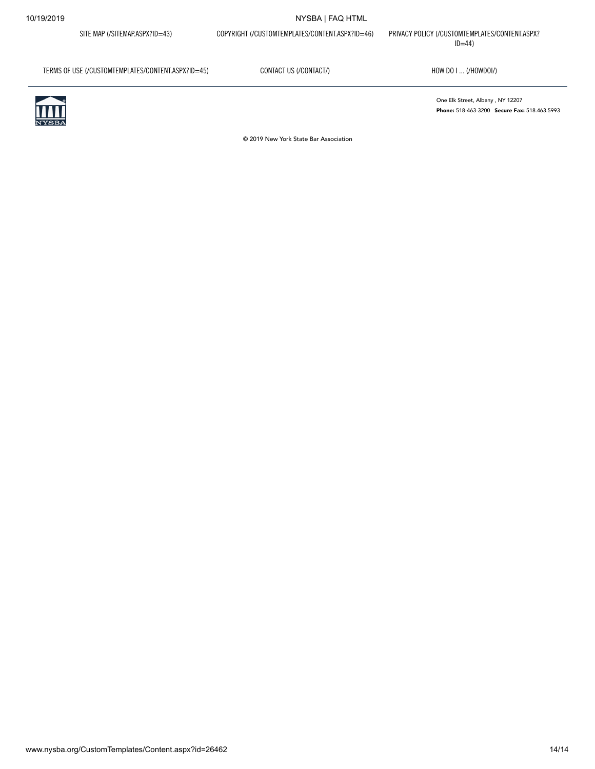SITE MAP (/SITEMAP.ASPX?ID=43) COPYRIGHT (/CUSTOMTEMPLATES/CONTENT.ASPX?ID=46) PRIVACY POLICY (/CUSTOMTEMPLATES/CONTENT.ASPX?ID=44)

TERMS OF USE (/CUSTOMTEMPLATES/CONTENT.ASPX?ID=45) CONTACT US (/CONTACT/) HOW DO I ... (/HOWDOI/)

NYSBA

One Elk Street, Albany , NY 12207

**Phone:** 518-463-3200 **Secure Fax:** 518.463.5993

© 2019 New York State Bar Association